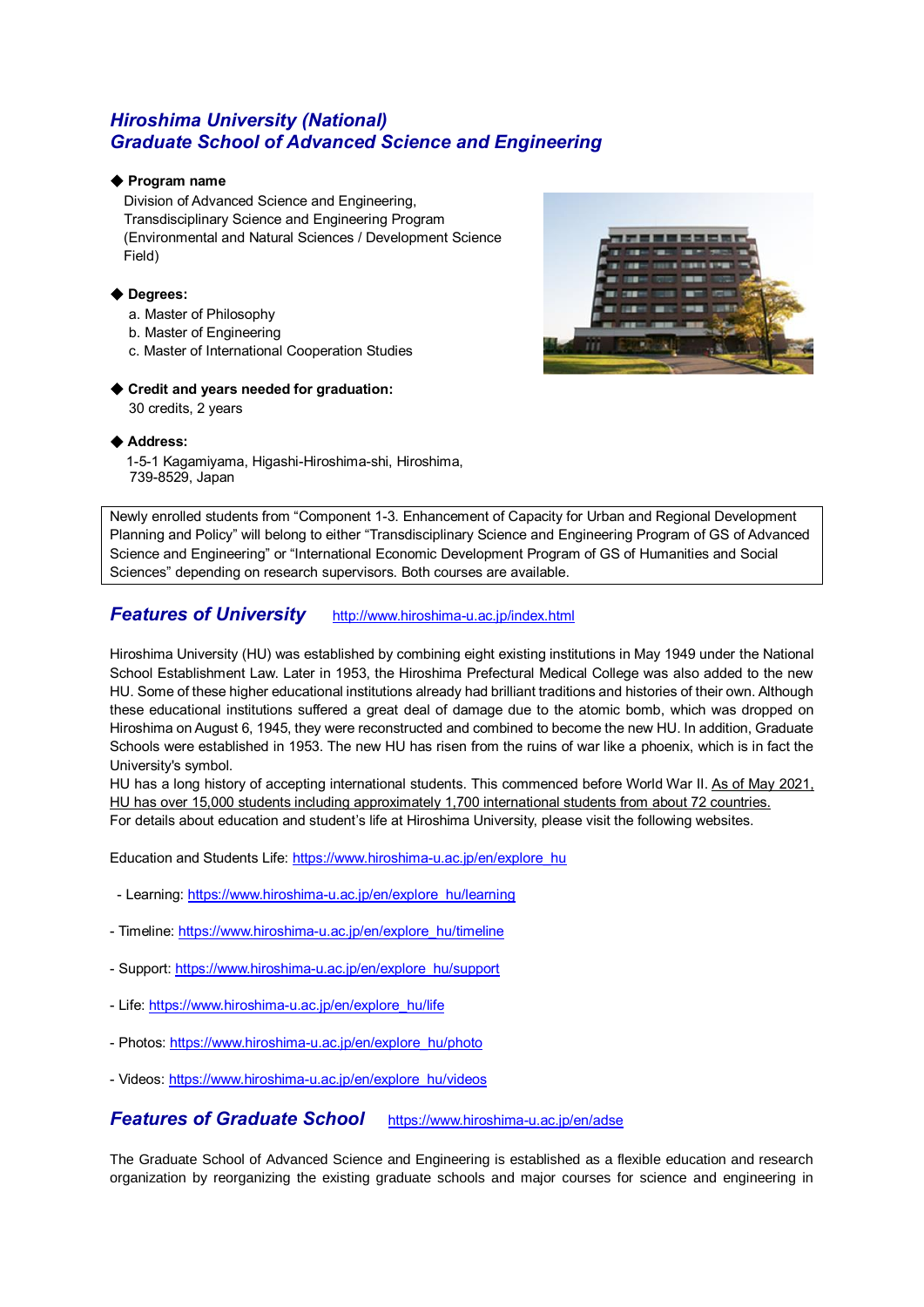# *Hiroshima University (National)*
# *Graduate School of Advanced Science and Engineering*

◆ **Program name**

Division of Advanced Science and Engineering,
Transdisciplinary Science and Engineering Program
(Environmental and Natural Sciences / Development Science Field)

◆ **Degrees:**

a. Master of Philosophy
b. Master of Engineering
c. Master of International Cooperation Studies

◆ **Credit and years needed for graduation:**

30 credits, 2 years

◆ **Address:**

1-5-1 Kagamiyama, Higashi-Hiroshima-shi, Hiroshima,
739-8529, Japan

> Newly enrolled students from "Component 1-3. Enhancement of Capacity for Urban and Regional Development Planning and Policy" will belong to either "Transdisciplinary Science and Engineering Program of GS of Advanced Science and Engineering" or "International Economic Development Program of GS of Humanities and Social Sciences" depending on research supervisors. Both courses are available.

## *Features of University* http://www.hiroshima-u.ac.jp/index.html

Hiroshima University (HU) was established by combining eight existing institutions in May 1949 under the National School Establishment Law. Later in 1953, the Hiroshima Prefectural Medical College was also added to the new HU. Some of these higher educational institutions already had brilliant traditions and histories of their own. Although these educational institutions suffered a great deal of damage due to the atomic bomb, which was dropped on Hiroshima on August 6, 1945, they were reconstructed and combined to become the new HU. In addition, Graduate Schools were established in 1953. The new HU has risen from the ruins of war like a phoenix, which is in fact the University's symbol.
HU has a long history of accepting international students. This commenced before World War II. As of May 2021, HU has over 15,000 students including approximately 1,700 international students from about 72 countries.
For details about education and student's life at Hiroshima University, please visit the following websites.

Education and Students Life: https://www.hiroshima-u.ac.jp/en/explore_hu

- Learning: https://www.hiroshima-u.ac.jp/en/explore_hu/learning
- Timeline: https://www.hiroshima-u.ac.jp/en/explore_hu/timeline
- Support: https://www.hiroshima-u.ac.jp/en/explore_hu/support
- Life: https://www.hiroshima-u.ac.jp/en/explore_hu/life
- Photos: https://www.hiroshima-u.ac.jp/en/explore_hu/photo
- Videos: https://www.hiroshima-u.ac.jp/en/explore_hu/videos

## *Features of Graduate School* https://www.hiroshima-u.ac.jp/en/adse

The Graduate School of Advanced Science and Engineering is established as a flexible education and research organization by reorganizing the existing graduate schools and major courses for science and engineering in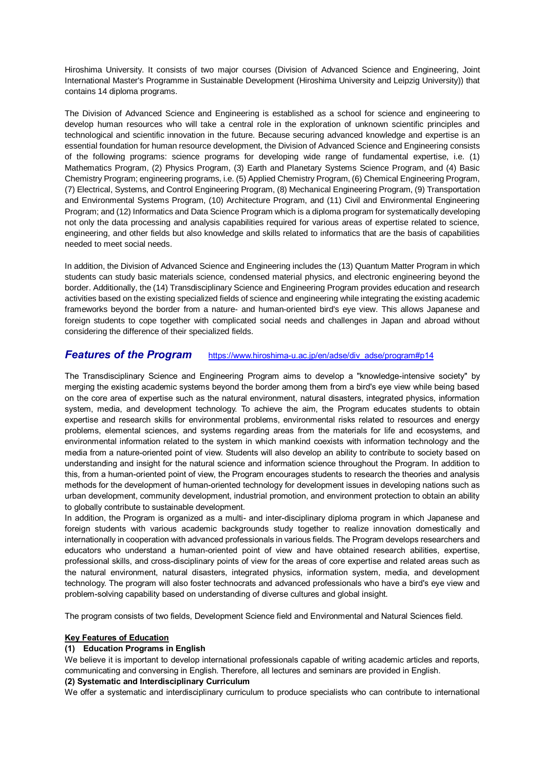Hiroshima University. It consists of two major courses (Division of Advanced Science and Engineering, Joint International Master's Programme in Sustainable Development (Hiroshima University and Leipzig University)) that contains 14 diploma programs.

The Division of Advanced Science and Engineering is established as a school for science and engineering to develop human resources who will take a central role in the exploration of unknown scientific principles and technological and scientific innovation in the future. Because securing advanced knowledge and expertise is an essential foundation for human resource development, the Division of Advanced Science and Engineering consists of the following programs: science programs for developing wide range of fundamental expertise, i.e. (1) Mathematics Program, (2) Physics Program, (3) Earth and Planetary Systems Science Program, and (4) Basic Chemistry Program; engineering programs, i.e. (5) Applied Chemistry Program, (6) Chemical Engineering Program, (7) Electrical, Systems, and Control Engineering Program, (8) Mechanical Engineering Program, (9) Transportation and Environmental Systems Program, (10) Architecture Program, and (11) Civil and Environmental Engineering Program; and (12) Informatics and Data Science Program which is a diploma program for systematically developing not only the data processing and analysis capabilities required for various areas of expertise related to science, engineering, and other fields but also knowledge and skills related to informatics that are the basis of capabilities needed to meet social needs.

In addition, the Division of Advanced Science and Engineering includes the (13) Quantum Matter Program in which students can study basic materials science, condensed material physics, and electronic engineering beyond the border. Additionally, the (14) Transdisciplinary Science and Engineering Program provides education and research activities based on the existing specialized fields of science and engineering while integrating the existing academic frameworks beyond the border from a nature- and human-oriented bird's eye view. This allows Japanese and foreign students to cope together with complicated social needs and challenges in Japan and abroad without considering the difference of their specialized fields.

## *Features of the Program* https://www.hiroshima-u.ac.jp/en/adse/div_adse/program#p14

The Transdisciplinary Science and Engineering Program aims to develop a "knowledge-intensive society" by merging the existing academic systems beyond the border among them from a bird's eye view while being based on the core area of expertise such as the natural environment, natural disasters, integrated physics, information system, media, and development technology. To achieve the aim, the Program educates students to obtain expertise and research skills for environmental problems, environmental risks related to resources and energy problems, elemental sciences, and systems regarding areas from the materials for life and ecosystems, and environmental information related to the system in which mankind coexists with information technology and the media from a nature-oriented point of view. Students will also develop an ability to contribute to society based on understanding and insight for the natural science and information science throughout the Program. In addition to this, from a human-oriented point of view, the Program encourages students to research the theories and analysis methods for the development of human-oriented technology for development issues in developing nations such as urban development, community development, industrial promotion, and environment protection to obtain an ability to globally contribute to sustainable development.

In addition, the Program is organized as a multi- and inter-disciplinary diploma program in which Japanese and foreign students with various academic backgrounds study together to realize innovation domestically and internationally in cooperation with advanced professionals in various fields. The Program develops researchers and educators who understand a human-oriented point of view and have obtained research abilities, expertise, professional skills, and cross-disciplinary points of view for the areas of core expertise and related areas such as the natural environment, natural disasters, integrated physics, information system, media, and development technology. The program will also foster technocrats and advanced professionals who have a bird's eye view and problem-solving capability based on understanding of diverse cultures and global insight.

The program consists of two fields, Development Science field and Environmental and Natural Sciences field.

**Key Features of Education**

**(1) Education Programs in English**

We believe it is important to develop international professionals capable of writing academic articles and reports, communicating and conversing in English. Therefore, all lectures and seminars are provided in English.

**(2) Systematic and Interdisciplinary Curriculum**

We offer a systematic and interdisciplinary curriculum to produce specialists who can contribute to international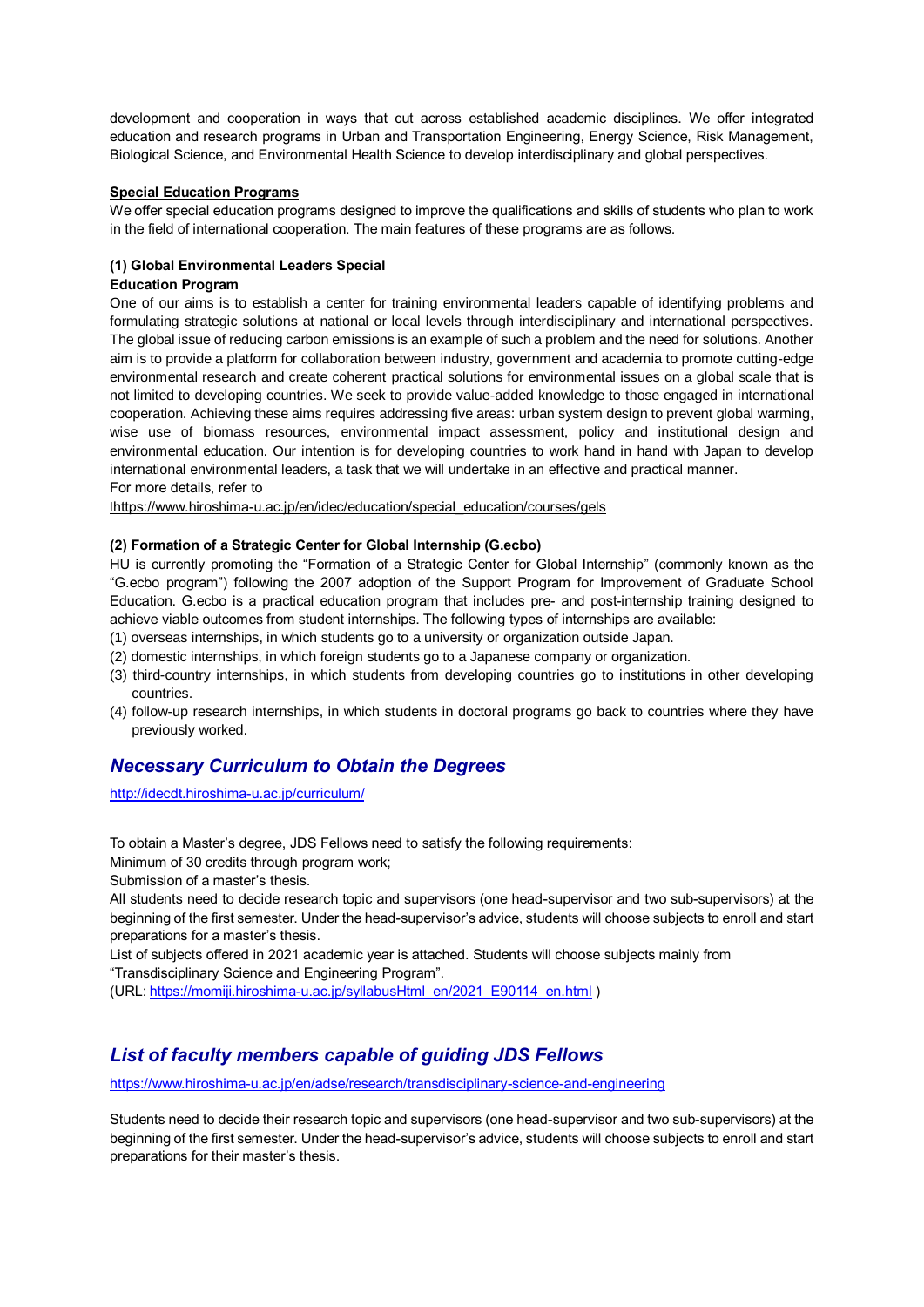development and cooperation in ways that cut across established academic disciplines. We offer integrated education and research programs in Urban and Transportation Engineering, Energy Science, Risk Management, Biological Science, and Environmental Health Science to develop interdisciplinary and global perspectives.

**Special Education Programs**

We offer special education programs designed to improve the qualifications and skills of students who plan to work in the field of international cooperation. The main features of these programs are as follows.

**(1) Global Environmental Leaders Special Education Program**

One of our aims is to establish a center for training environmental leaders capable of identifying problems and formulating strategic solutions at national or local levels through interdisciplinary and international perspectives. The global issue of reducing carbon emissions is an example of such a problem and the need for solutions. Another aim is to provide a platform for collaboration between industry, government and academia to promote cutting-edge environmental research and create coherent practical solutions for environmental issues on a global scale that is not limited to developing countries. We seek to provide value-added knowledge to those engaged in international cooperation. Achieving these aims requires addressing five areas: urban system design to prevent global warming, wise use of biomass resources, environmental impact assessment, policy and institutional design and environmental education. Our intention is for developing countries to work hand in hand with Japan to develop international environmental leaders, a task that we will undertake in an effective and practical manner.

For more details, refer to
lhttps://www.hiroshima-u.ac.jp/en/idec/education/special_education/courses/gels

**(2) Formation of a Strategic Center for Global Internship (G.ecbo)**

HU is currently promoting the "Formation of a Strategic Center for Global Internship" (commonly known as the "G.ecbo program") following the 2007 adoption of the Support Program for Improvement of Graduate School Education. G.ecbo is a practical education program that includes pre- and post-internship training designed to achieve viable outcomes from student internships. The following types of internships are available:

(1) overseas internships, in which students go to a university or organization outside Japan.
(2) domestic internships, in which foreign students go to a Japanese company or organization.
(3) third-country internships, in which students from developing countries go to institutions in other developing countries.
(4) follow-up research internships, in which students in doctoral programs go back to countries where they have previously worked.

## *Necessary Curriculum to Obtain the Degrees*

http://idecdt.hiroshima-u.ac.jp/curriculum/

To obtain a Master's degree, JDS Fellows need to satisfy the following requirements:
Minimum of 30 credits through program work;
Submission of a master's thesis.

All students need to decide research topic and supervisors (one head-supervisor and two sub-supervisors) at the beginning of the first semester. Under the head-supervisor's advice, students will choose subjects to enroll and start preparations for a master's thesis.

List of subjects offered in 2021 academic year is attached. Students will choose subjects mainly from "Transdisciplinary Science and Engineering Program".
(URL: https://momiji.hiroshima-u.ac.jp/syllabusHtml_en/2021_E90114_en.html )

## *List of faculty members capable of guiding JDS Fellows*

https://www.hiroshima-u.ac.jp/en/adse/research/transdisciplinary-science-and-engineering

Students need to decide their research topic and supervisors (one head-supervisor and two sub-supervisors) at the beginning of the first semester. Under the head-supervisor's advice, students will choose subjects to enroll and start preparations for their master's thesis.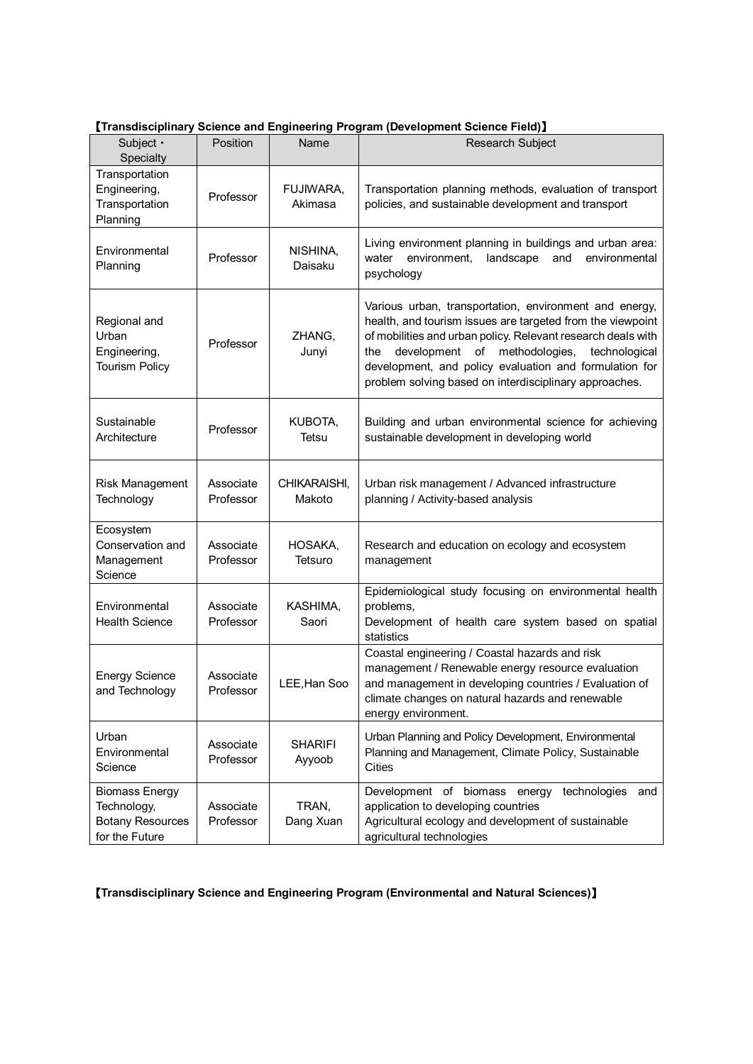**【Transdisciplinary Science and Engineering Program (Development Science Field)】**

| Subject・Specialty | Position | Name | Research Subject |
|---|---|---|---|
| Transportation Engineering, Transportation Planning | Professor | FUJIWARA, Akimasa | Transportation planning methods, evaluation of transport policies, and sustainable development and transport |
| Environmental Planning | Professor | NISHINA, Daisaku | Living environment planning in buildings and urban area: water environment, landscape and environmental psychology |
| Regional and Urban Engineering, Tourism Policy | Professor | ZHANG, Junyi | Various urban, transportation, environment and energy, health, and tourism issues are targeted from the viewpoint of mobilities and urban policy. Relevant research deals with the development of methodologies, technological development, and policy evaluation and formulation for problem solving based on interdisciplinary approaches. |
| Sustainable Architecture | Professor | KUBOTA, Tetsu | Building and urban environmental science for achieving sustainable development in developing world |
| Risk Management Technology | Associate Professor | CHIKARAISHI, Makoto | Urban risk management / Advanced infrastructure planning / Activity-based analysis |
| Ecosystem Conservation and Management Science | Associate Professor | HOSAKA, Tetsuro | Research and education on ecology and ecosystem management |
| Environmental Health Science | Associate Professor | KASHIMA, Saori | Epidemiological study focusing on environmental health problems,<br>Development of health care system based on spatial statistics |
| Energy Science and Technology | Associate Professor | LEE,Han Soo | Coastal engineering / Coastal hazards and risk management / Renewable energy resource evaluation and management in developing countries / Evaluation of climate changes on natural hazards and renewable energy environment. |
| Urban Environmental Science | Associate Professor | SHARIFI Ayyoob | Urban Planning and Policy Development, Environmental Planning and Management, Climate Policy, Sustainable Cities |
| Biomass Energy Technology, Botany Resources for the Future | Associate Professor | TRAN, Dang Xuan | Development of biomass energy technologies and application to developing countries<br>Agricultural ecology and development of sustainable agricultural technologies |

**【Transdisciplinary Science and Engineering Program (Environmental and Natural Sciences)】**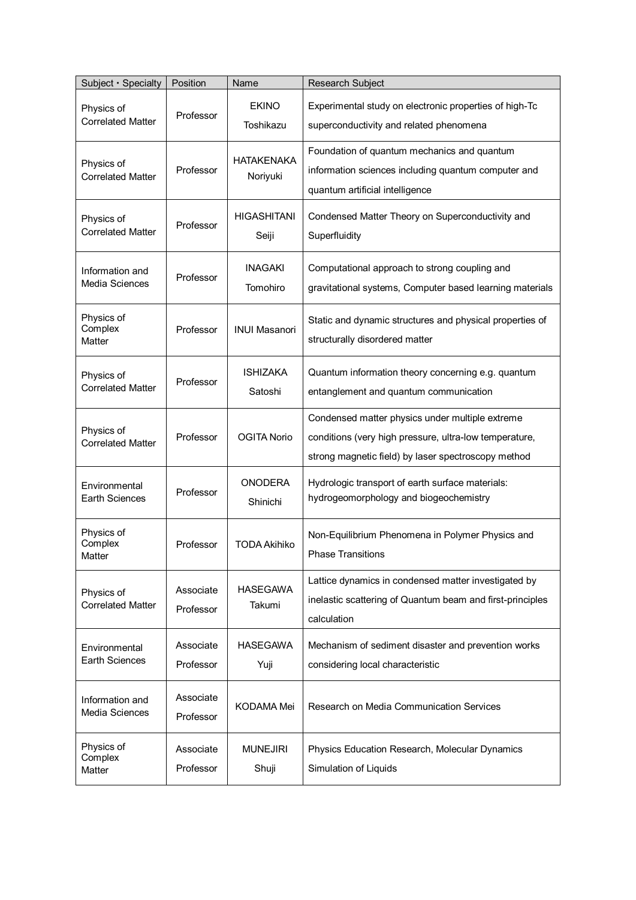| Subject・Specialty | Position | Name | Research Subject |
|---|---|---|---|
| Physics of Correlated Matter | Professor | EKINO Toshikazu | Experimental study on electronic properties of high-Tc superconductivity and related phenomena |
| Physics of Correlated Matter | Professor | HATAKENAKA Noriyuki | Foundation of quantum mechanics and quantum information sciences including quantum computer and quantum artificial intelligence |
| Physics of Correlated Matter | Professor | HIGASHITANI Seiji | Condensed Matter Theory on Superconductivity and Superfluidity |
| Information and Media Sciences | Professor | INAGAKI Tomohiro | Computational approach to strong coupling and gravitational systems, Computer based learning materials |
| Physics of Complex Matter | Professor | INUI Masanori | Static and dynamic structures and physical properties of structurally disordered matter |
| Physics of Correlated Matter | Professor | ISHIZAKA Satoshi | Quantum information theory concerning e.g. quantum entanglement and quantum communication |
| Physics of Correlated Matter | Professor | OGITA Norio | Condensed matter physics under multiple extreme conditions (very high pressure, ultra-low temperature, strong magnetic field) by laser spectroscopy method |
| Environmental Earth Sciences | Professor | ONODERA Shinichi | Hydrologic transport of earth surface materials: hydrogeomorphology and biogeochemistry |
| Physics of Complex Matter | Professor | TODA Akihiko | Non-Equilibrium Phenomena in Polymer Physics and Phase Transitions |
| Physics of Correlated Matter | Associate Professor | HASEGAWA Takumi | Lattice dynamics in condensed matter investigated by inelastic scattering of Quantum beam and first-principles calculation |
| Environmental Earth Sciences | Associate Professor | HASEGAWA Yuji | Mechanism of sediment disaster and prevention works considering local characteristic |
| Information and Media Sciences | Associate Professor | KODAMA Mei | Research on Media Communication Services |
| Physics of Complex Matter | Associate Professor | MUNEJIRI Shuji | Physics Education Research, Molecular Dynamics Simulation of Liquids |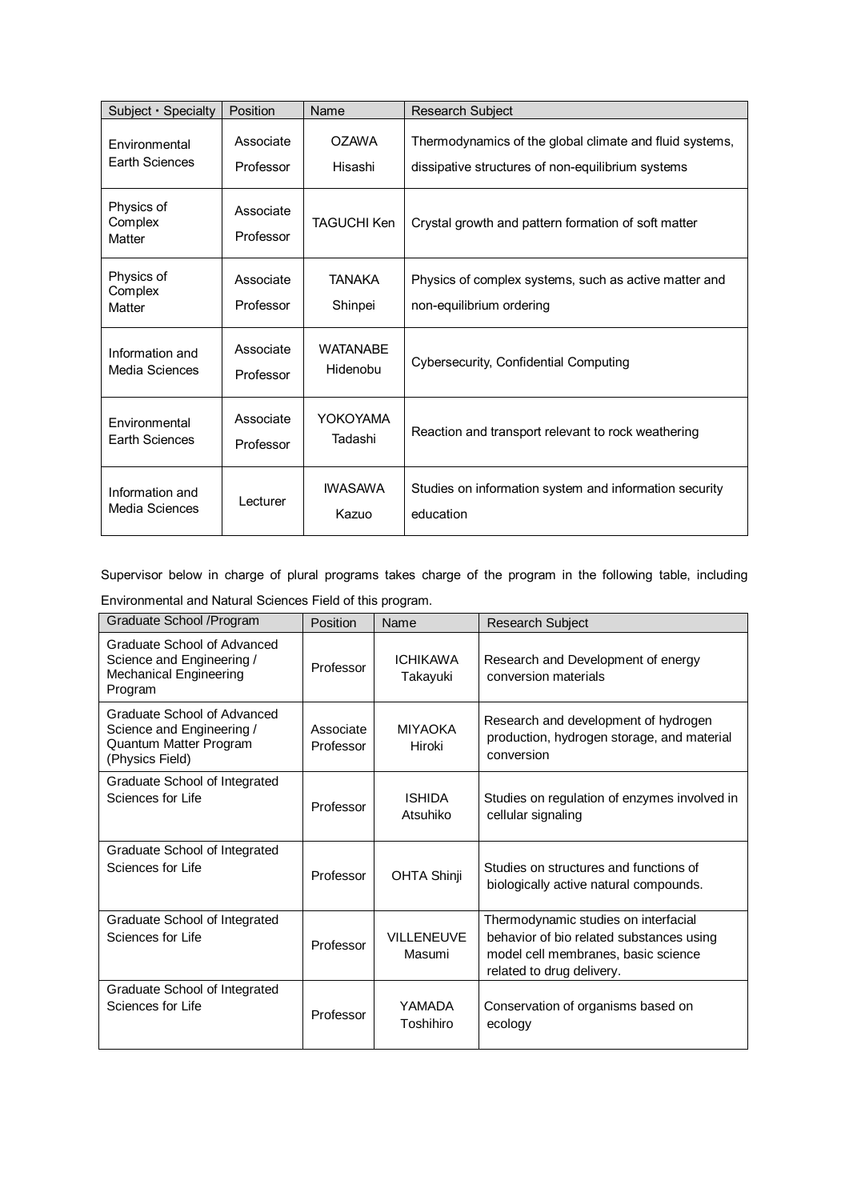| Subject・Specialty | Position | Name | Research Subject |
|---|---|---|---|
| Environmental Earth Sciences | Associate Professor | OZAWA Hisashi | Thermodynamics of the global climate and fluid systems, dissipative structures of non-equilibrium systems |
| Physics of Complex Matter | Associate Professor | TAGUCHI Ken | Crystal growth and pattern formation of soft matter |
| Physics of Complex Matter | Associate Professor | TANAKA Shinpei | Physics of complex systems, such as active matter and non-equilibrium ordering |
| Information and Media Sciences | Associate Professor | WATANABE Hidenobu | Cybersecurity, Confidential Computing |
| Environmental Earth Sciences | Associate Professor | YOKOYAMA Tadashi | Reaction and transport relevant to rock weathering |
| Information and Media Sciences | Lecturer | IWASAWA Kazuo | Studies on information system and information security education |

Supervisor below in charge of plural programs takes charge of the program in the following table, including Environmental and Natural Sciences Field of this program.

| Graduate School /Program | Position | Name | Research Subject |
|---|---|---|---|
| Graduate School of Advanced Science and Engineering / Mechanical Engineering Program | Professor | ICHIKAWA Takayuki | Research and Development of energy conversion materials |
| Graduate School of Advanced Science and Engineering / Quantum Matter Program (Physics Field) | Associate Professor | MIYAOKA Hiroki | Research and development of hydrogen production, hydrogen storage, and material conversion |
| Graduate School of Integrated Sciences for Life | Professor | ISHIDA Atsuhiko | Studies on regulation of enzymes involved in cellular signaling |
| Graduate School of Integrated Sciences for Life | Professor | OHTA Shinji | Studies on structures and functions of biologically active natural compounds. |
| Graduate School of Integrated Sciences for Life | Professor | VILLENEUVE Masumi | Thermodynamic studies on interfacial behavior of bio related substances using model cell membranes, basic science related to drug delivery. |
| Graduate School of Integrated Sciences for Life | Professor | YAMADA Toshihiro | Conservation of organisms based on ecology |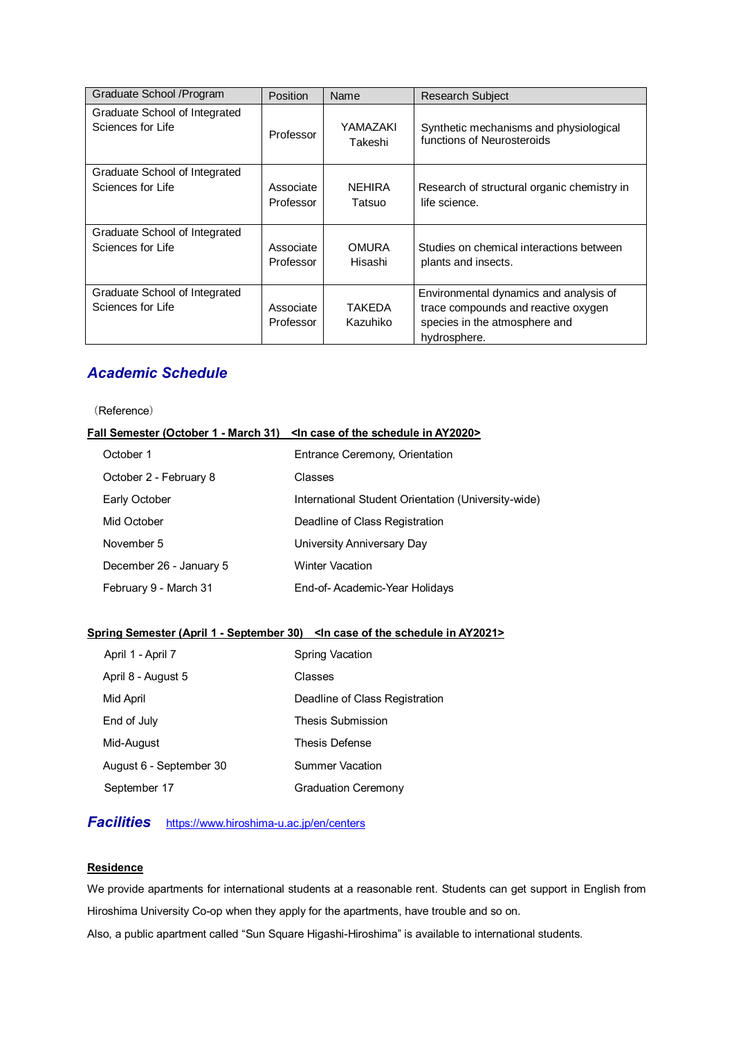| Graduate School /Program | Position | Name | Research Subject |
|---|---|---|---|
| Graduate School of Integrated Sciences for Life | Professor | YAMAZAKI Takeshi | Synthetic mechanisms and physiological functions of Neurosteroids |
| Graduate School of Integrated Sciences for Life | Associate Professor | NEHIRA Tatsuo | Research of structural organic chemistry in life science. |
| Graduate School of Integrated Sciences for Life | Associate Professor | OMURA Hisashi | Studies on chemical interactions between plants and insects. |
| Graduate School of Integrated Sciences for Life | Associate Professor | TAKEDA Kazuhiko | Environmental dynamics and analysis of trace compounds and reactive oxygen species in the atmosphere and hydrosphere. |

## *Academic Schedule*

（Reference）

**Fall Semester (October 1 - March 31)　<In case of the schedule in AY2020>**

| | |
|---|---|
| October 1 | Entrance Ceremony, Orientation |
| October 2 - February 8 | Classes |
| Early October | International Student Orientation (University-wide) |
| Mid October | Deadline of Class Registration |
| November 5 | University Anniversary Day |
| December 26 - January 5 | Winter Vacation |
| February 9 - March 31 | End-of- Academic-Year Holidays |

**Spring Semester (April 1 - September 30)　<In case of the schedule in AY2021>**

| | |
|---|---|
| April 1 - April 7 | Spring Vacation |
| April 8 - August 5 | Classes |
| Mid April | Deadline of Class Registration |
| End of July | Thesis Submission |
| Mid-August | Thesis Defense |
| August 6 - September 30 | Summer Vacation |
| September 17 | Graduation Ceremony |

## *Facilities* https://www.hiroshima-u.ac.jp/en/centers

**Residence**

We provide apartments for international students at a reasonable rent. Students can get support in English from Hiroshima University Co-op when they apply for the apartments, have trouble and so on.

Also, a public apartment called "Sun Square Higashi-Hiroshima" is available to international students.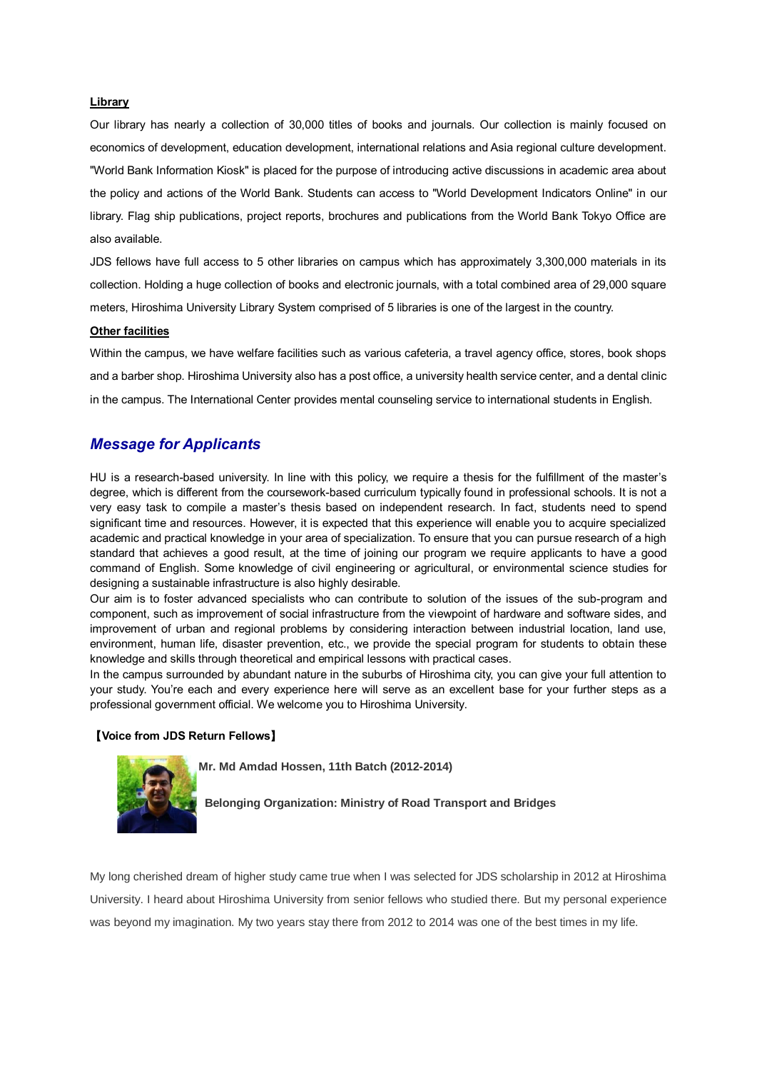**Library**

Our library has nearly a collection of 30,000 titles of books and journals. Our collection is mainly focused on economics of development, education development, international relations and Asia regional culture development. "World Bank Information Kiosk" is placed for the purpose of introducing active discussions in academic area about the policy and actions of the World Bank. Students can access to "World Development Indicators Online" in our library. Flag ship publications, project reports, brochures and publications from the World Bank Tokyo Office are also available.

JDS fellows have full access to 5 other libraries on campus which has approximately 3,300,000 materials in its collection. Holding a huge collection of books and electronic journals, with a total combined area of 29,000 square meters, Hiroshima University Library System comprised of 5 libraries is one of the largest in the country.

**Other facilities**

Within the campus, we have welfare facilities such as various cafeteria, a travel agency office, stores, book shops and a barber shop. Hiroshima University also has a post office, a university health service center, and a dental clinic in the campus. The International Center provides mental counseling service to international students in English.

## *Message for Applicants*

HU is a research-based university. In line with this policy, we require a thesis for the fulfillment of the master's degree, which is different from the coursework-based curriculum typically found in professional schools. It is not a very easy task to compile a master's thesis based on independent research. In fact, students need to spend significant time and resources. However, it is expected that this experience will enable you to acquire specialized academic and practical knowledge in your area of specialization. To ensure that you can pursue research of a high standard that achieves a good result, at the time of joining our program we require applicants to have a good command of English. Some knowledge of civil engineering or agricultural, or environmental science studies for designing a sustainable infrastructure is also highly desirable.

Our aim is to foster advanced specialists who can contribute to solution of the issues of the sub-program and component, such as improvement of social infrastructure from the viewpoint of hardware and software sides, and improvement of urban and regional problems by considering interaction between industrial location, land use, environment, human life, disaster prevention, etc., we provide the special program for students to obtain these knowledge and skills through theoretical and empirical lessons with practical cases.

In the campus surrounded by abundant nature in the suburbs of Hiroshima city, you can give your full attention to your study. You're each and every experience here will serve as an excellent base for your further steps as a professional government official. We welcome you to Hiroshima University.

**【Voice from JDS Return Fellows】**

**Mr. Md Amdad Hossen, 11th Batch (2012-2014)**

**Belonging Organization: Ministry of Road Transport and Bridges**

My long cherished dream of higher study came true when I was selected for JDS scholarship in 2012 at Hiroshima University. I heard about Hiroshima University from senior fellows who studied there. But my personal experience was beyond my imagination. My two years stay there from 2012 to 2014 was one of the best times in my life.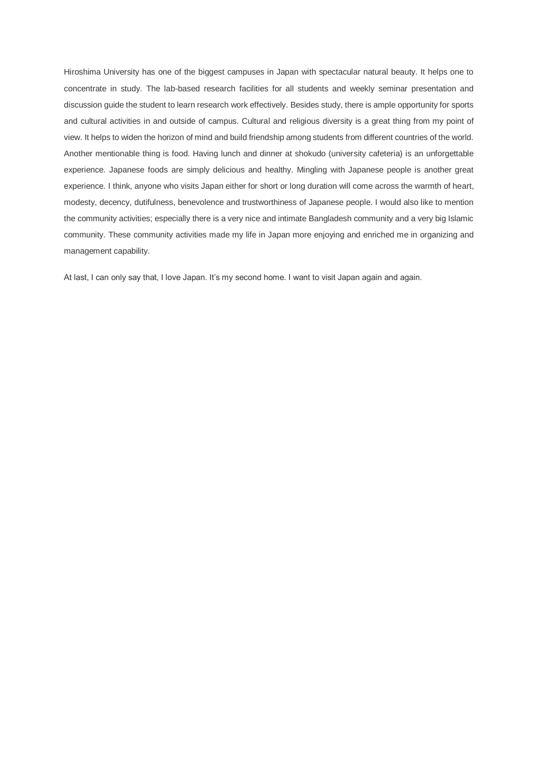Hiroshima University has one of the biggest campuses in Japan with spectacular natural beauty. It helps one to concentrate in study. The lab-based research facilities for all students and weekly seminar presentation and discussion guide the student to learn research work effectively. Besides study, there is ample opportunity for sports and cultural activities in and outside of campus. Cultural and religious diversity is a great thing from my point of view. It helps to widen the horizon of mind and build friendship among students from different countries of the world. Another mentionable thing is food. Having lunch and dinner at shokudo (university cafeteria) is an unforgettable experience. Japanese foods are simply delicious and healthy. Mingling with Japanese people is another great experience. I think, anyone who visits Japan either for short or long duration will come across the warmth of heart, modesty, decency, dutifulness, benevolence and trustworthiness of Japanese people. I would also like to mention the community activities; especially there is a very nice and intimate Bangladesh community and a very big Islamic community. These community activities made my life in Japan more enjoying and enriched me in organizing and management capability.

At last, I can only say that, I love Japan. It's my second home. I want to visit Japan again and again.